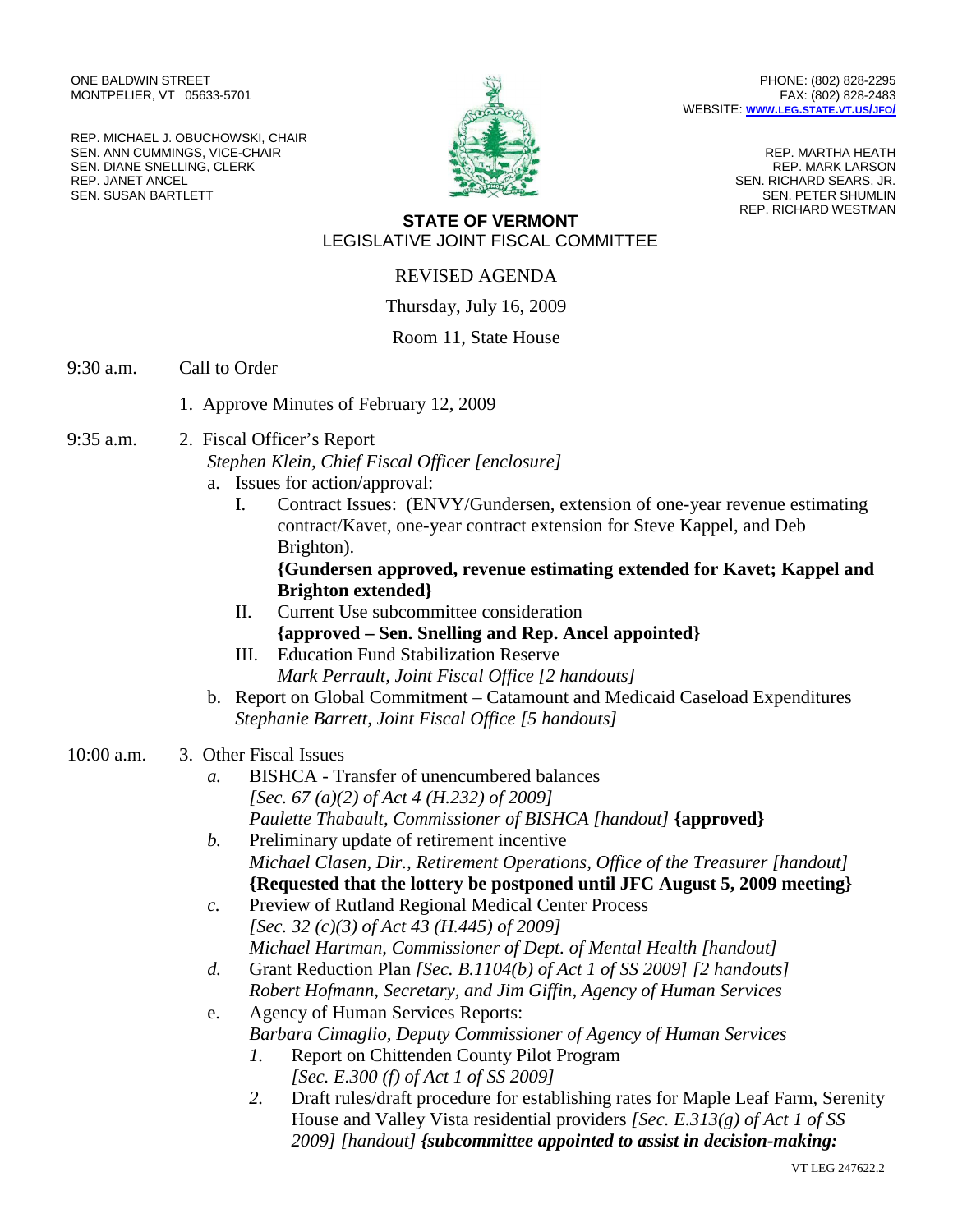ONE BALDWIN STREET
MONTPELIER, VT 05633-5701

PHONE: (802) 828-2295
FAX: (802) 828-2483
WEBSITE: [WWW.LEG.STATE.VT.US/JFO/](http://www.leg.state.vt.us/jfo/)

REP. MICHAEL J. OBUCHOWSKI, CHAIR
SEN. ANN CUMMINGS, VICE-CHAIR
SEN. DIANE SNELLING, CLERK
REP. JANET ANCEL
SEN. SUSAN BARTLETT

REP. MARTHA HEATH
REP. MARK LARSON
SEN. RICHARD SEARS, JR.
SEN. PETER SHUMLIN
REP. RICHARD WESTMAN

**STATE OF VERMONT**
LEGISLATIVE JOINT FISCAL COMMITTEE

REVISED AGENDA

Thursday, July 16, 2009

Room 11, State House

9:30 a.m. Call to Order

1. Approve Minutes of February 12, 2009

9:35 a.m. 2. Fiscal Officer's Report
*Stephen Klein, Chief Fiscal Officer [enclosure]*
   a. Issues for action/approval:
      I. Contract Issues: (ENVY/Gundersen, extension of one-year revenue estimating contract/Kavet, one-year contract extension for Steve Kappel, and Deb Brighton).
      **{Gundersen approved, revenue estimating extended for Kavet; Kappel and Brighton extended}**
      II. Current Use subcommittee consideration
      **{approved – Sen. Snelling and Rep. Ancel appointed}**
      III. Education Fund Stabilization Reserve
      *Mark Perrault, Joint Fiscal Office [2 handouts]*
   b. Report on Global Commitment – Catamount and Medicaid Caseload Expenditures
   *Stephanie Barrett, Joint Fiscal Office [5 handouts]*

10:00 a.m. 3. Other Fiscal Issues
   *a.* BISHCA - Transfer of unencumbered balances
   *[Sec. 67 (a)(2) of Act 4 (H.232) of 2009]*
   *Paulette Thabault, Commissioner of BISHCA [handout]* **{approved}**
   *b.* Preliminary update of retirement incentive
   *Michael Clasen, Dir., Retirement Operations, Office of the Treasurer [handout]*
   **{Requested that the lottery be postponed until JFC August 5, 2009 meeting}**
   *c.* Preview of Rutland Regional Medical Center Process
   *[Sec. 32 (c)(3) of Act 43 (H.445) of 2009]*
   *Michael Hartman, Commissioner of Dept. of Mental Health [handout]*
   *d.* Grant Reduction Plan *[Sec. B.1104(b) of Act 1 of SS 2009] [2 handouts]*
   *Robert Hofmann, Secretary, and Jim Giffin, Agency of Human Services*
   e. Agency of Human Services Reports:
   *Barbara Cimaglio, Deputy Commissioner of Agency of Human Services*
      *1.* Report on Chittenden County Pilot Program
      *[Sec. E.300 (f) of Act 1 of SS 2009]*
      *2.* Draft rules/draft procedure for establishing rates for Maple Leaf Farm, Serenity House and Valley Vista residential providers *[Sec. E.313(g) of Act 1 of SS 2009] [handout]* ***{subcommittee appointed to assist in decision-making:***

VT LEG 247622.2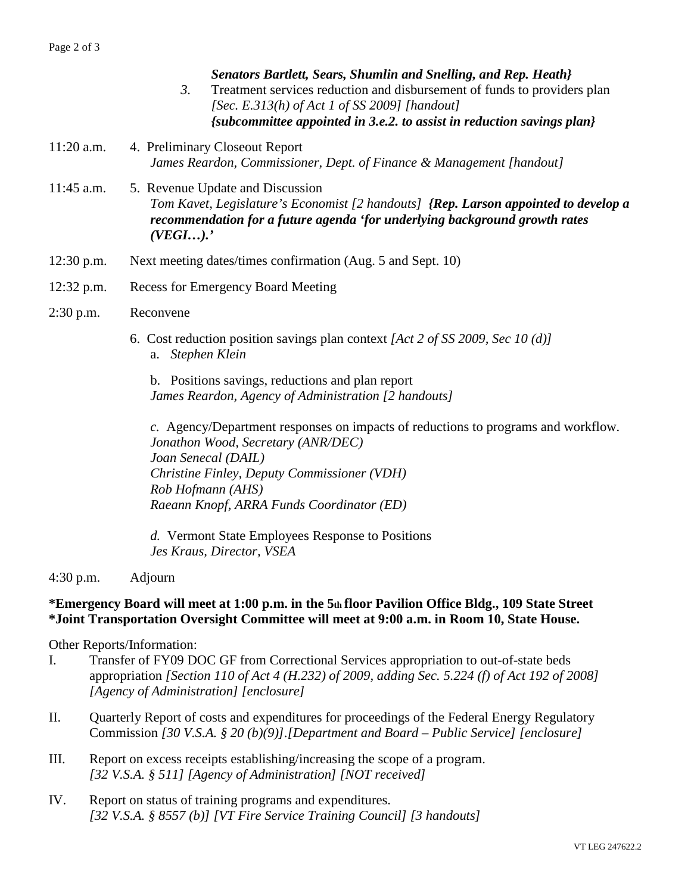***Senators Bartlett, Sears, Shumlin and Snelling, and Rep. Heath}***

*3.* Treatment services reduction and disbursement of funds to providers plan *[Sec. E.313(h) of Act 1 of SS 2009] [handout]* ***{subcommittee appointed in 3.e.2. to assist in reduction savings plan}***

11:20 a.m. 4. Preliminary Closeout Report
*James Reardon, Commissioner, Dept. of Finance & Management [handout]*

11:45 a.m. 5. Revenue Update and Discussion
*Tom Kavet, Legislature's Economist [2 handouts]* ***{Rep. Larson appointed to develop a recommendation for a future agenda 'for underlying background growth rates (VEGI…).'***

12:30 p.m. Next meeting dates/times confirmation (Aug. 5 and Sept. 10)

12:32 p.m. Recess for Emergency Board Meeting

2:30 p.m. Reconvene

6. Cost reduction position savings plan context *[Act 2 of SS 2009, Sec 10 (d)]*
   a. *Stephen Klein*

   b. Positions savings, reductions and plan report
   *James Reardon, Agency of Administration [2 handouts]*

   *c.* Agency/Department responses on impacts of reductions to programs and workflow.
   *Jonathon Wood, Secretary (ANR/DEC)*
   *Joan Senecal (DAIL)*
   *Christine Finley, Deputy Commissioner (VDH)*
   *Rob Hofmann (AHS)*
   *Raeann Knopf, ARRA Funds Coordinator (ED)*

   *d.* Vermont State Employees Response to Positions
   *Jes Kraus, Director, VSEA*

4:30 p.m. Adjourn

**\*Emergency Board will meet at 1:00 p.m. in the 5th floor Pavilion Office Bldg., 109 State Street**
**\*Joint Transportation Oversight Committee will meet at 9:00 a.m. in Room 10, State House.**

Other Reports/Information:

I. Transfer of FY09 DOC GF from Correctional Services appropriation to out-of-state beds appropriation *[Section 110 of Act 4 (H.232) of 2009, adding Sec. 5.224 (f) of Act 192 of 2008] [Agency of Administration] [enclosure]*

II. Quarterly Report of costs and expenditures for proceedings of the Federal Energy Regulatory Commission *[30 V.S.A. § 20 (b)(9)].[Department and Board – Public Service] [enclosure]*

III. Report on excess receipts establishing/increasing the scope of a program. *[32 V.S.A. § 511] [Agency of Administration] [NOT received]*

IV. Report on status of training programs and expenditures. *[32 V.S.A. § 8557 (b)] [VT Fire Service Training Council] [3 handouts]*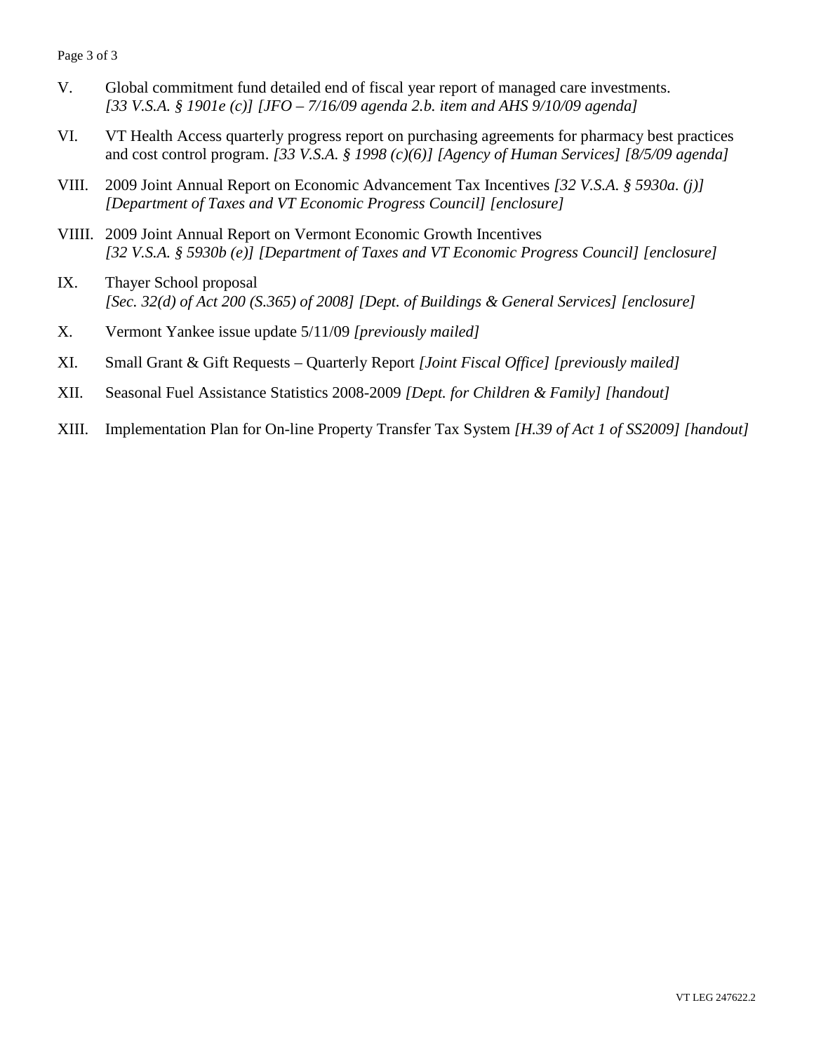V. Global commitment fund detailed end of fiscal year report of managed care investments. *[33 V.S.A. § 1901e (c)] [JFO – 7/16/09 agenda 2.b. item and AHS 9/10/09 agenda]*

VI. VT Health Access quarterly progress report on purchasing agreements for pharmacy best practices and cost control program. *[33 V.S.A. § 1998 (c)(6)] [Agency of Human Services] [8/5/09 agenda]*

VIII. 2009 Joint Annual Report on Economic Advancement Tax Incentives *[32 V.S.A. § 5930a. (j)] [Department of Taxes and VT Economic Progress Council] [enclosure]*

VIIII. 2009 Joint Annual Report on Vermont Economic Growth Incentives *[32 V.S.A. § 5930b (e)] [Department of Taxes and VT Economic Progress Council] [enclosure]*

IX. Thayer School proposal *[Sec. 32(d) of Act 200 (S.365) of 2008] [Dept. of Buildings & General Services] [enclosure]*

X. Vermont Yankee issue update 5/11/09 *[previously mailed]*

XI. Small Grant & Gift Requests – Quarterly Report *[Joint Fiscal Office] [previously mailed]*

XII. Seasonal Fuel Assistance Statistics 2008-2009 *[Dept. for Children & Family] [handout]*

XIII. Implementation Plan for On-line Property Transfer Tax System *[H.39 of Act 1 of SS2009] [handout]*

VT LEG 247622.2